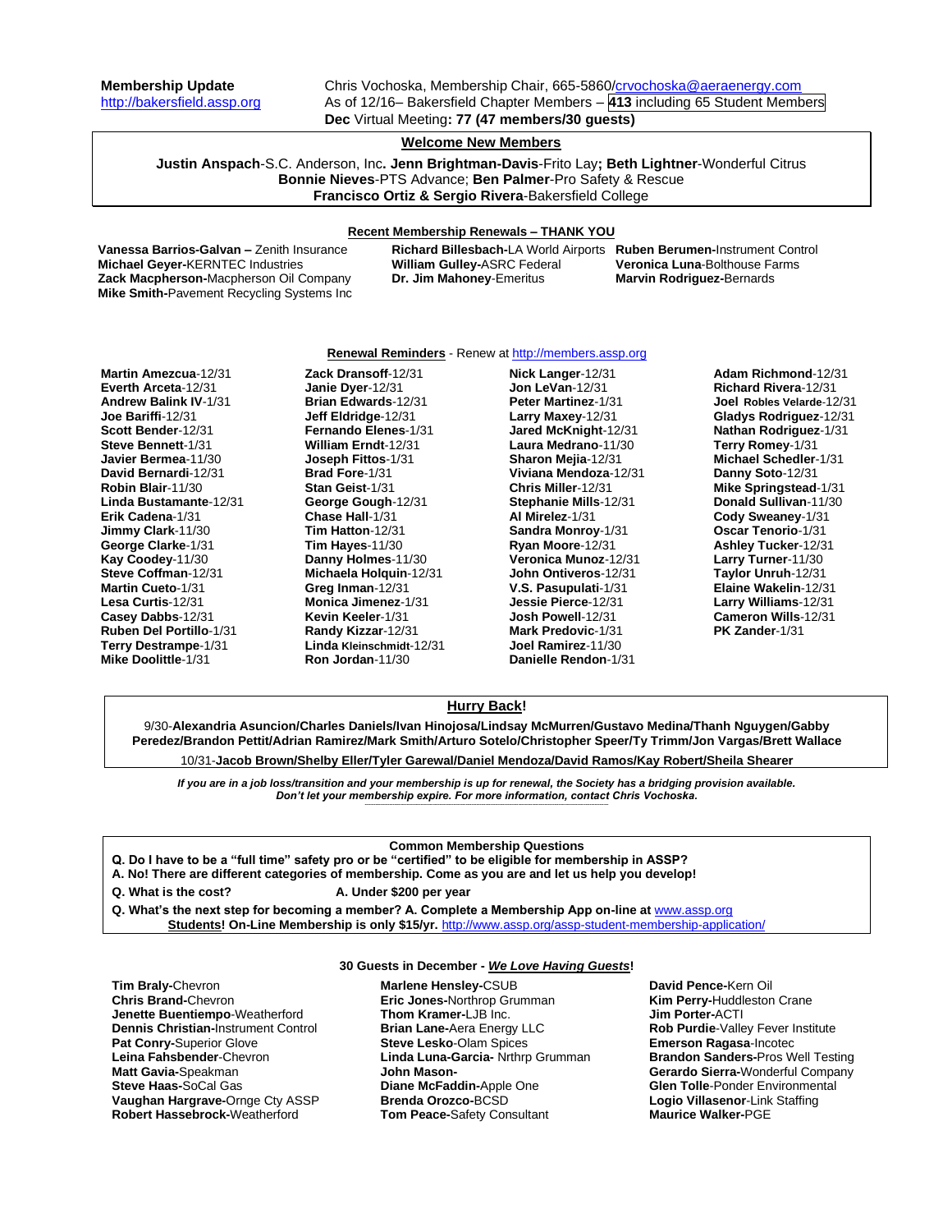**Membership Update**
http://bakersfield.assp.org

Chris Vochoska, Membership Chair, 665-5860/crvochoska@aeraenergy.com
As of 12/16– Bakersfield Chapter Members – **413** including 65 Student Members
**Dec** Virtual Meeting**: 77 (47 members/30 guests)**

## Welcome New Members

**Justin Anspach**-S.C. Anderson, Inc**. Jenn Brightman-Davis**-Frito Lay**; Beth Lightner**-Wonderful Citrus
**Bonnie Nieves**-PTS Advance; **Ben Palmer**-Pro Safety & Rescue
**Francisco Ortiz & Sergio Rivera**-Bakersfield College

## Recent Membership Renewals – THANK YOU

**Vanessa Barrios-Galvan –** Zenith Insurance
**Michael Geyer-**KERNTEC Industries
**Zack Macpherson-**Macpherson Oil Company
**Mike Smith-**Pavement Recycling Systems Inc
**Richard Billesbach-**LA World Airports
**William Gulley-**ASRC Federal
**Dr. Jim Mahoney**-Emeritus
**Ruben Berumen-**Instrument Control
**Veronica Luna**-Bolthouse Farms
**Marvin Rodriguez-**Bernards

## Renewal Reminders - Renew at http://members.assp.org

**Martin Amezcua**-12/31
**Everth Arceta**-12/31
**Andrew Balink IV**-1/31
**Joe Bariffi**-12/31
**Scott Bender**-12/31
**Steve Bennett**-1/31
**Javier Bermea**-11/30
**David Bernardi**-12/31
**Robin Blair**-11/30
**Linda Bustamante**-12/31
**Erik Cadena**-1/31
**Jimmy Clark**-11/30
**George Clarke**-1/31
**Kay Coodey**-11/30
**Steve Coffman**-12/31
**Martin Cueto**-1/31
**Lesa Curtis**-12/31
**Casey Dabbs**-12/31
**Ruben Del Portillo**-1/31
**Terry Destrampe**-1/31
**Mike Doolittle**-1/31
**Zack Dransoff**-12/31
**Janie Dyer**-12/31
**Brian Edwards**-12/31
**Jeff Eldridge**-12/31
**Fernando Elenes**-1/31
**William Erndt**-12/31
**Joseph Fittos**-1/31
**Brad Fore**-1/31
**Stan Geist**-1/31
**George Gough**-12/31
**Chase Hall**-1/31
**Tim Hatton**-12/31
**Tim Hayes**-11/30
**Danny Holmes**-11/30
**Michaela Holquin**-12/31
**Greg Inman**-12/31
**Monica Jimenez**-1/31
**Kevin Keeler**-1/31
**Randy Kizzar**-12/31
**Linda Kleinschmidt**-12/31
**Ron Jordan**-11/30
**Nick Langer**-12/31
**Jon LeVan**-12/31
**Peter Martinez**-1/31
**Larry Maxey**-12/31
**Jared McKnight**-12/31
**Laura Medrano**-11/30
**Sharon Mejia**-12/31
**Viviana Mendoza**-12/31
**Chris Miller**-12/31
**Stephanie Mills**-12/31
**Al Mirelez**-1/31
**Sandra Monroy**-1/31
**Ryan Moore**-12/31
**Veronica Munoz**-12/31
**John Ontiveros**-12/31
**V.S. Pasupulati**-1/31
**Jessie Pierce**-12/31
**Josh Powell**-12/31
**Mark Predovic**-1/31
**Joel Ramirez**-11/30
**Danielle Rendon**-1/31
**Adam Richmond**-12/31
**Richard Rivera**-12/31
**Joel Robles Velarde**-12/31
**Gladys Rodriguez**-12/31
**Nathan Rodriguez**-1/31
**Terry Romey**-1/31
**Michael Schedler**-1/31
**Danny Soto**-12/31
**Mike Springstead**-1/31
**Donald Sullivan**-11/30
**Cody Sweaney**-1/31
**Oscar Tenorio**-1/31
**Ashley Tucker**-12/31
**Larry Turner**-11/30
**Taylor Unruh**-12/31
**Elaine Wakelin**-12/31
**Larry Williams**-12/31
**Cameron Wills**-12/31
**PK Zander**-1/31

## Hurry Back!

9/30-**Alexandria Asuncion/Charles Daniels/Ivan Hinojosa/Lindsay McMurren/Gustavo Medina/Thanh Nguygen/Gabby Peredez/Brandon Pettit/Adrian Ramirez/Mark Smith/Arturo Sotelo/Christopher Speer/Ty Trimm/Jon Vargas/Brett Wallace**

10/31-**Jacob Brown/Shelby Eller/Tyler Garewal/Daniel Mendoza/David Ramos/Kay Robert/Sheila Shearer**

***If you are in a job loss/transition and your membership is up for renewal, the Society has a bridging provision available. Don't let your membership expire. For more information, contact Chris Vochoska.***

## Common Membership Questions

**Q. Do I have to be a "full time" safety pro or be "certified" to be eligible for membership in ASSP?**
**A. No! There are different categories of membership. Come as you are and let us help you develop!**

**Q. What is the cost?** **A. Under $200 per year**

**Q. What's the next step for becoming a member? A. Complete a Membership App on-line at** www.assp.org
**Students! On-Line Membership is only $15/yr.** http://www.assp.org/assp-student-membership-application/

## 30 Guests in December - *We Love Having Guests*!

**Tim Braly-**Chevron
**Chris Brand-**Chevron
**Jenette Buentiempo**-Weatherford
**Dennis Christian-**Instrument Control
**Pat Conry-**Superior Glove
**Leina Fahsbender**-Chevron
**Matt Gavia-**Speakman
**Steve Haas-**SoCal Gas
**Vaughan Hargrave-**Ornge Cty ASSP
**Robert Hassebrock-**Weatherford
**Marlene Hensley-**CSUB
**Eric Jones-**Northrop Grumman
**Thom Kramer-**LJB Inc.
**Brian Lane-**Aera Energy LLC
**Steve Lesko-**Olam Spices
**Linda Luna-Garcia-** Nrthrp Grumman
**John Mason-**
**Diane McFaddin-**Apple One
**Brenda Orozco-**BCSD
**Tom Peace-**Safety Consultant
**David Pence-**Kern Oil
**Kim Perry-**Huddleston Crane
**Jim Porter-**ACTI
**Rob Purdie**-Valley Fever Institute
**Emerson Ragasa**-Incotec
**Brandon Sanders-**Pros Well Testing
**Gerardo Sierra-**Wonderful Company
**Glen Tolle**-Ponder Environmental
**Logio Villasenor**-Link Staffing
**Maurice Walker-**PGE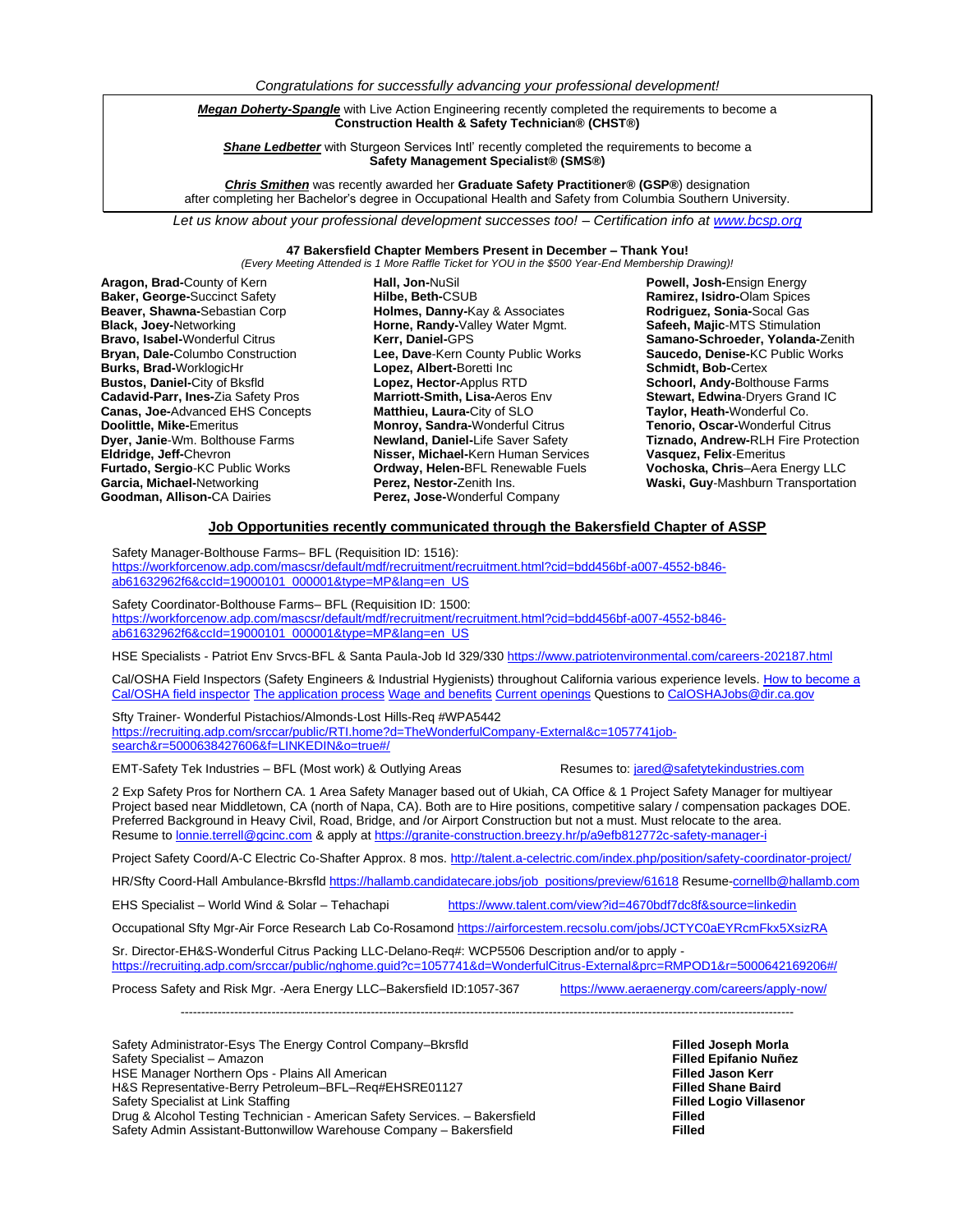*Congratulations for successfully advancing your professional development!*

***Megan Doherty-Spangle*** with Live Action Engineering recently completed the requirements to become a **Construction Health & Safety Technician® (CHST®)**

***Shane Ledbetter*** with Sturgeon Services Intl' recently completed the requirements to become a **Safety Management Specialist® (SMS®)**

***Chris Smithen*** was recently awarded her **Graduate Safety Practitioner® (GSP®**) designation after completing her Bachelor's degree in Occupational Health and Safety from Columbia Southern University.

*Let us know about your professional development successes too! – Certification info at www.bcsp.org*

**47 Bakersfield Chapter Members Present in December – Thank You!**
*(Every Meeting Attended is 1 More Raffle Ticket for YOU in the $500 Year-End Membership Drawing)!*

**Aragon, Brad-**County of Kern
**Baker, George-**Succinct Safety
**Beaver, Shawna-**Sebastian Corp
**Black, Joey-**Networking
**Bravo, Isabel-**Wonderful Citrus
**Bryan, Dale-**Columbo Construction
**Burks, Brad-**WorklogicHr
**Bustos, Daniel-**City of Bksfld
**Cadavid-Parr, Ines-**Zia Safety Pros
**Canas, Joe-**Advanced EHS Concepts
**Doolittle, Mike-**Emeritus
**Dyer, Janie**-Wm. Bolthouse Farms
**Eldridge, Jeff-**Chevron
**Furtado, Sergio**-KC Public Works
**Garcia, Michael-**Networking
**Goodman, Allison-**CA Dairies
**Hall, Jon-**NuSil
**Hilbe, Beth-**CSUB
**Holmes, Danny-**Kay & Associates
**Horne, Randy-**Valley Water Mgmt.
**Kerr, Daniel-**GPS
**Lee, Dave**-Kern County Public Works
**Lopez, Albert-**Boretti Inc
**Lopez, Hector-**Applus RTD
**Marriott-Smith, Lisa-**Aeros Env
**Matthieu, Laura-**City of SLO
**Monroy, Sandra-**Wonderful Citrus
**Newland, Daniel-**Life Saver Safety
**Nisser, Michael-**Kern Human Services
**Ordway, Helen-**BFL Renewable Fuels
**Perez, Nestor-**Zenith Ins.
**Perez, Jose-**Wonderful Company
**Powell, Josh-**Ensign Energy
**Ramirez, Isidro-**Olam Spices
**Rodriguez, Sonia-**Socal Gas
**Safeeh, Majic**-MTS Stimulation
**Samano-Schroeder, Yolanda-**Zenith
**Saucedo, Denise-**KC Public Works
**Schmidt, Bob-**Certex
**Schoorl, Andy-**Bolthouse Farms
**Stewart, Edwina**-Dryers Grand IC
**Taylor, Heath-**Wonderful Co.
**Tenorio, Oscar-**Wonderful Citrus
**Tiznado, Andrew-**RLH Fire Protection
**Vasquez, Felix-**Emeritus
**Vochoska, Chris**–Aera Energy LLC
**Waski, Guy**-Mashburn Transportation

## Job Opportunities recently communicated through the Bakersfield Chapter of ASSP

Safety Manager-Bolthouse Farms– BFL (Requisition ID: 1516):
https://workforcenow.adp.com/mascsr/default/mdf/recruitment/recruitment.html?cid=bdd456bf-a007-4552-b846-ab61632962f6&ccId=19000101_000001&type=MP&lang=en_US

Safety Coordinator-Bolthouse Farms– BFL (Requisition ID: 1500:
https://workforcenow.adp.com/mascsr/default/mdf/recruitment/recruitment.html?cid=bdd456bf-a007-4552-b846-ab61632962f6&ccId=19000101_000001&type=MP&lang=en_US

HSE Specialists - Patriot Env Srvcs-BFL & Santa Paula-Job Id 329/330 https://www.patriotenvironmental.com/careers-202187.html

Cal/OSHA Field Inspectors (Safety Engineers & Industrial Hygienists) throughout California various experience levels. How to become a Cal/OSHA field inspector The application process Wage and benefits Current openings Questions to CalOSHAJobs@dir.ca.gov

Sfty Trainer- Wonderful Pistachios/Almonds-Lost Hills-Req #WPA5442
https://recruiting.adp.com/srccar/public/RTI.home?d=TheWonderfulCompany-External&c=1057741job-search&r=5000638427606&f=LINKEDIN&o=true#/

EMT-Safety Tek Industries – BFL (Most work) & Outlying Areas Resumes to: jared@safetytekindustries.com

2 Exp Safety Pros for Northern CA. 1 Area Safety Manager based out of Ukiah, CA Office & 1 Project Safety Manager for multiyear Project based near Middletown, CA (north of Napa, CA). Both are to Hire positions, competitive salary / compensation packages DOE. Preferred Background in Heavy Civil, Road, Bridge, and /or Airport Construction but not a must. Must relocate to the area. Resume to lonnie.terrell@gcinc.com & apply at https://granite-construction.breezy.hr/p/a9efb812772c-safety-manager-i

Project Safety Coord/A-C Electric Co-Shafter Approx. 8 mos. http://talent.a-celectric.com/index.php/position/safety-coordinator-project/

HR/Sfty Coord-Hall Ambulance-Bkrsfld https://hallamb.candidatecare.jobs/job_positions/preview/61618 Resume-cornellb@hallamb.com

EHS Specialist – World Wind & Solar – Tehachapi https://www.talent.com/view?id=4670bdf7dc8f&source=linkedin

Occupational Sfty Mgr-Air Force Research Lab Co-Rosamond https://airforcestem.recsolu.com/jobs/JCTYC0aEYRcmFkx5XsizRA

Sr. Director-EH&S-Wonderful Citrus Packing LLC-Delano-Req#: WCP5506 Description and/or to apply -
https://recruiting.adp.com/srccar/public/nghome.guid?c=1057741&d=WonderfulCitrus-External&prc=RMPOD1&r=5000642169206#/

Process Safety and Risk Mgr. -Aera Energy LLC–Bakersfield ID:1057-367 https://www.aeraenergy.com/careers/apply-now/

---

| | |
|---|---|
| Safety Administrator-Esys The Energy Control Company–Bkrsfld | **Filled Joseph Morla** |
| Safety Specialist – Amazon | **Filled Epifanio Nuñez** |
| HSE Manager Northern Ops - Plains All American | **Filled Jason Kerr** |
| H&S Representative-Berry Petroleum–BFL–Req#EHSRE01127 | **Filled Shane Baird** |
| Safety Specialist at Link Staffing | **Filled Logio Villasenor** |
| Drug & Alcohol Testing Technician - American Safety Services. – Bakersfield | **Filled** |
| Safety Admin Assistant-Buttonwillow Warehouse Company – Bakersfield | **Filled** |